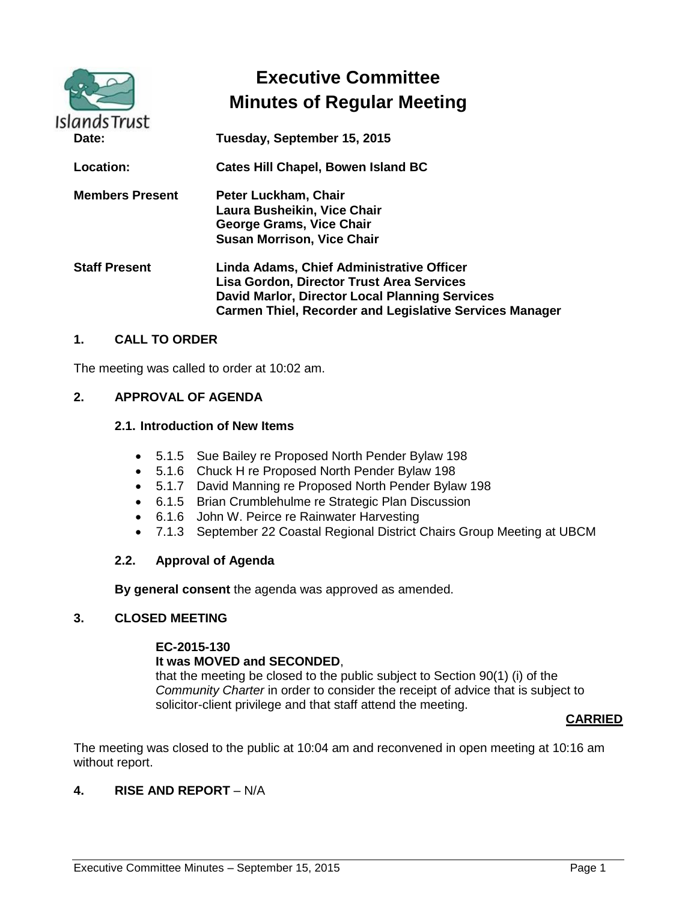# Executive Committee
# Minutes of Regular Meeting

**Date:** Tuesday, September 15, 2015

**Location:** Cates Hill Chapel, Bowen Island BC

**Members Present**
Peter Luckham, Chair
Laura Busheikin, Vice Chair
George Grams, Vice Chair
Susan Morrison, Vice Chair

**Staff Present**
Linda Adams, Chief Administrative Officer
Lisa Gordon, Director Trust Area Services
David Marlor, Director Local Planning Services
Carmen Thiel, Recorder and Legislative Services Manager

## 1. CALL TO ORDER

The meeting was called to order at 10:02 am.

## 2. APPROVAL OF AGENDA

### 2.1. Introduction of New Items

- 5.1.5 Sue Bailey re Proposed North Pender Bylaw 198
- 5.1.6 Chuck H re Proposed North Pender Bylaw 198
- 5.1.7 David Manning re Proposed North Pender Bylaw 198
- 6.1.5 Brian Crumblehulme re Strategic Plan Discussion
- 6.1.6 John W. Peirce re Rainwater Harvesting
- 7.1.3 September 22 Coastal Regional District Chairs Group Meeting at UBCM

### 2.2. Approval of Agenda

**By general consent** the agenda was approved as amended.

## 3. CLOSED MEETING

**EC-2015-130**
**It was MOVED and SECONDED**,
that the meeting be closed to the public subject to Section 90(1) (i) of the *Community Charter* in order to consider the receipt of advice that is subject to solicitor-client privilege and that staff attend the meeting.

**CARRIED**

The meeting was closed to the public at 10:04 am and reconvened in open meeting at 10:16 am without report.

## 4. RISE AND REPORT – N/A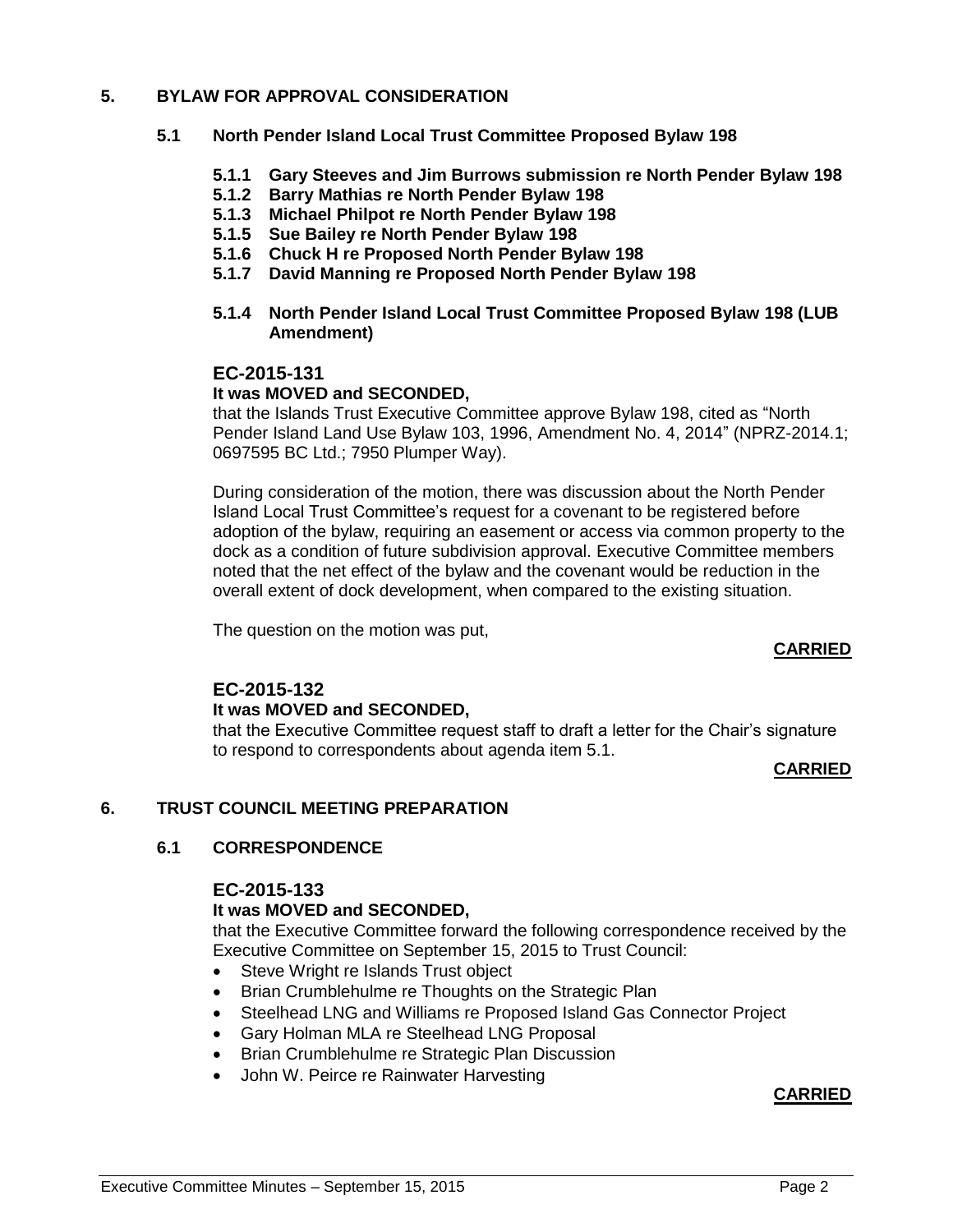## 5. BYLAW FOR APPROVAL CONSIDERATION

### 5.1 North Pender Island Local Trust Committee Proposed Bylaw 198

**5.1.1 Gary Steeves and Jim Burrows submission re North Pender Bylaw 198**
**5.1.2 Barry Mathias re North Pender Bylaw 198**
**5.1.3 Michael Philpot re North Pender Bylaw 198**
**5.1.5 Sue Bailey re North Pender Bylaw 198**
**5.1.6 Chuck H re Proposed North Pender Bylaw 198**
**5.1.7 David Manning re Proposed North Pender Bylaw 198**

**5.1.4 North Pender Island Local Trust Committee Proposed Bylaw 198 (LUB Amendment)**

**EC-2015-131**
**It was MOVED and SECONDED,**
that the Islands Trust Executive Committee approve Bylaw 198, cited as "North Pender Island Land Use Bylaw 103, 1996, Amendment No. 4, 2014" (NPRZ-2014.1; 0697595 BC Ltd.; 7950 Plumper Way).

During consideration of the motion, there was discussion about the North Pender Island Local Trust Committee's request for a covenant to be registered before adoption of the bylaw, requiring an easement or access via common property to the dock as a condition of future subdivision approval. Executive Committee members noted that the net effect of the bylaw and the covenant would be reduction in the overall extent of dock development, when compared to the existing situation.

The question on the motion was put,

**CARRIED**

**EC-2015-132**
**It was MOVED and SECONDED,**
that the Executive Committee request staff to draft a letter for the Chair's signature to respond to correspondents about agenda item 5.1.

**CARRIED**

## 6. TRUST COUNCIL MEETING PREPARATION

### 6.1 CORRESPONDENCE

**EC-2015-133**
**It was MOVED and SECONDED,**
that the Executive Committee forward the following correspondence received by the Executive Committee on September 15, 2015 to Trust Council:

- Steve Wright re Islands Trust object
- Brian Crumblehulme re Thoughts on the Strategic Plan
- Steelhead LNG and Williams re Proposed Island Gas Connector Project
- Gary Holman MLA re Steelhead LNG Proposal
- Brian Crumblehulme re Strategic Plan Discussion
- John W. Peirce re Rainwater Harvesting

**CARRIED**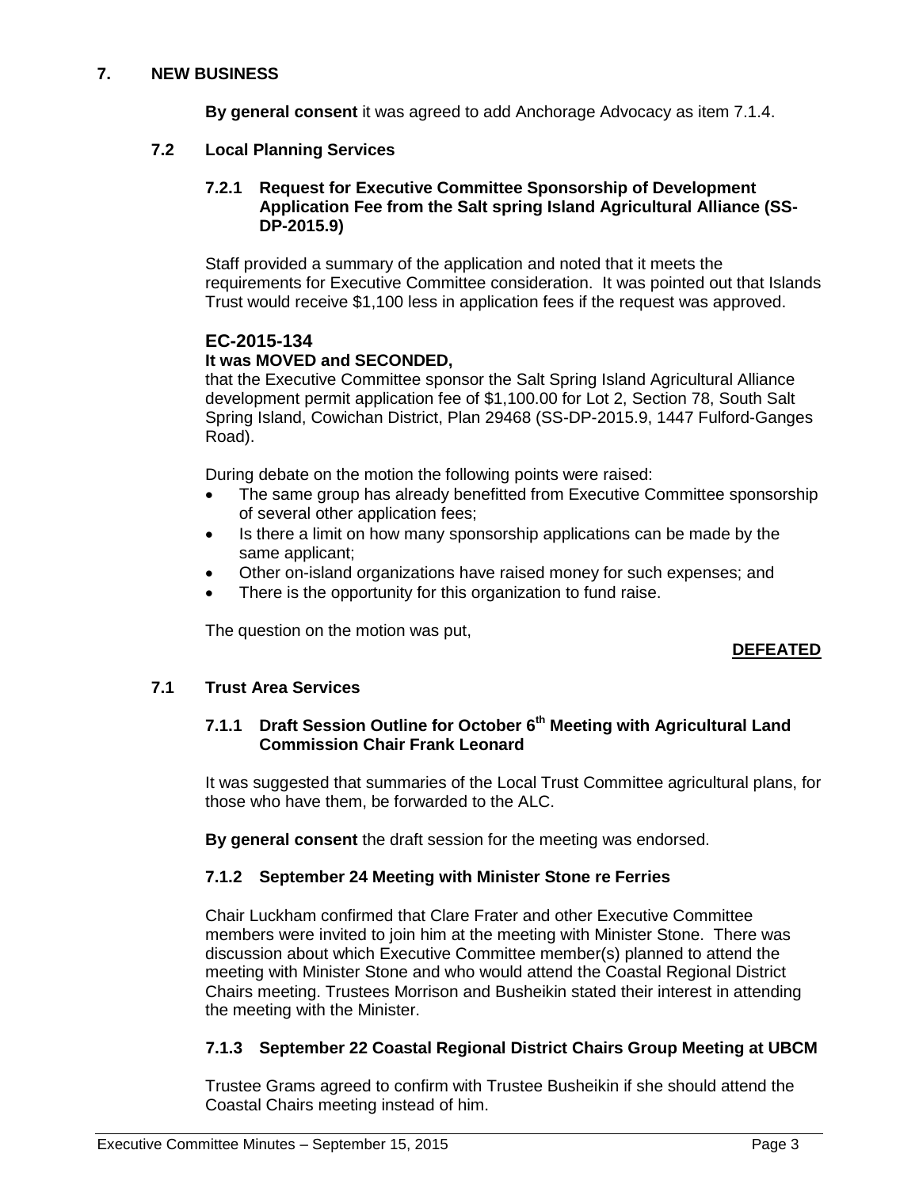## 7. NEW BUSINESS

**By general consent** it was agreed to add Anchorage Advocacy as item 7.1.4.

### 7.2 Local Planning Services

#### 7.2.1 Request for Executive Committee Sponsorship of Development Application Fee from the Salt spring Island Agricultural Alliance (SS-DP-2015.9)

Staff provided a summary of the application and noted that it meets the requirements for Executive Committee consideration. It was pointed out that Islands Trust would receive $1,100 less in application fees if the request was approved.

**EC-2015-134**

**It was MOVED and SECONDED,**

that the Executive Committee sponsor the Salt Spring Island Agricultural Alliance development permit application fee of $1,100.00 for Lot 2, Section 78, South Salt Spring Island, Cowichan District, Plan 29468 (SS-DP-2015.9, 1447 Fulford-Ganges Road).

During debate on the motion the following points were raised:

- The same group has already benefitted from Executive Committee sponsorship of several other application fees;
- Is there a limit on how many sponsorship applications can be made by the same applicant;
- Other on-island organizations have raised money for such expenses; and
- There is the opportunity for this organization to fund raise.

The question on the motion was put,

**DEFEATED**

### 7.1 Trust Area Services

#### 7.1.1 Draft Session Outline for October 6th Meeting with Agricultural Land Commission Chair Frank Leonard

It was suggested that summaries of the Local Trust Committee agricultural plans, for those who have them, be forwarded to the ALC.

**By general consent** the draft session for the meeting was endorsed.

#### 7.1.2 September 24 Meeting with Minister Stone re Ferries

Chair Luckham confirmed that Clare Frater and other Executive Committee members were invited to join him at the meeting with Minister Stone. There was discussion about which Executive Committee member(s) planned to attend the meeting with Minister Stone and who would attend the Coastal Regional District Chairs meeting. Trustees Morrison and Busheikin stated their interest in attending the meeting with the Minister.

#### 7.1.3 September 22 Coastal Regional District Chairs Group Meeting at UBCM

Trustee Grams agreed to confirm with Trustee Busheikin if she should attend the Coastal Chairs meeting instead of him.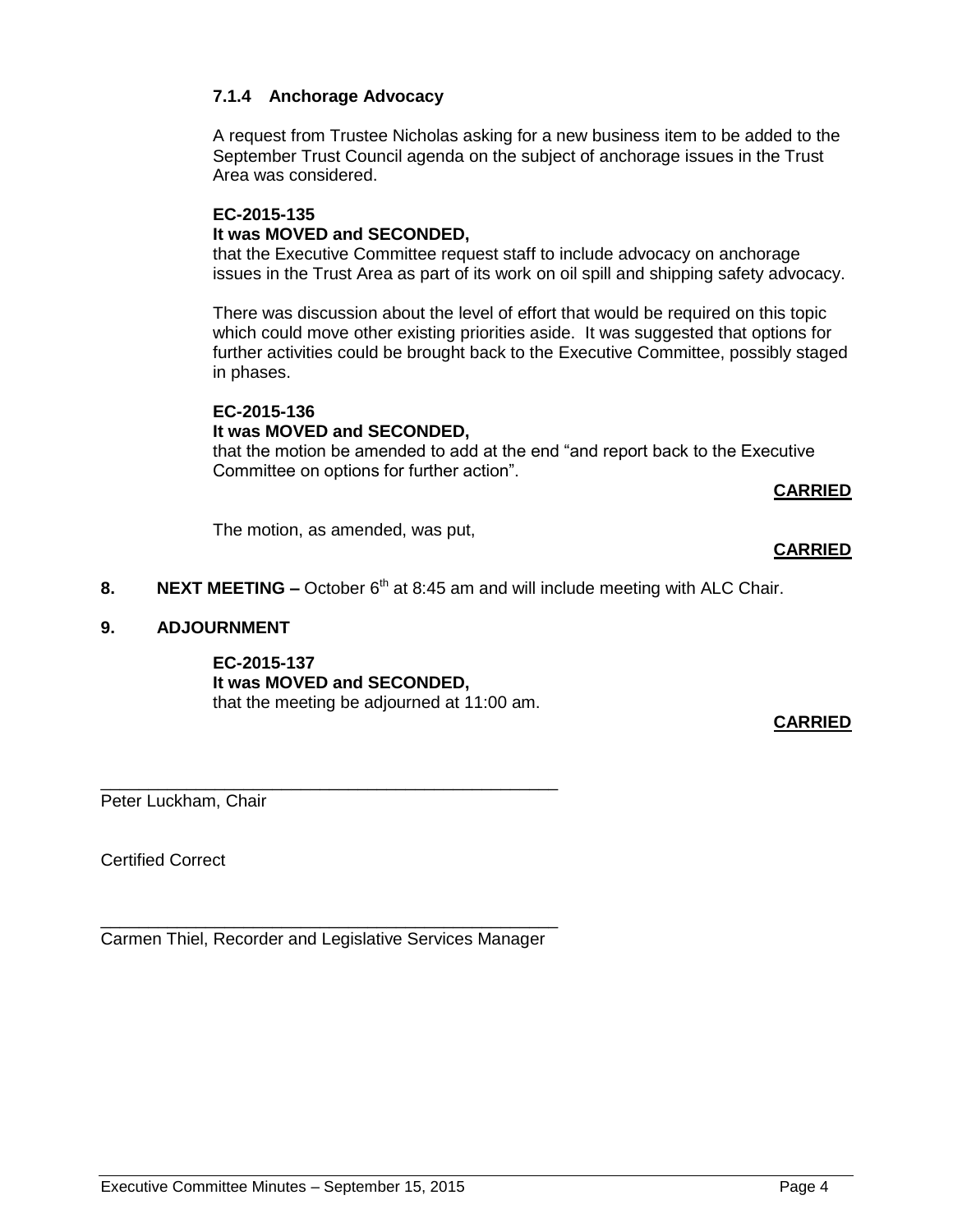#### 7.1.4 Anchorage Advocacy

A request from Trustee Nicholas asking for a new business item to be added to the September Trust Council agenda on the subject of anchorage issues in the Trust Area was considered.

**EC-2015-135**
**It was MOVED and SECONDED,**
that the Executive Committee request staff to include advocacy on anchorage issues in the Trust Area as part of its work on oil spill and shipping safety advocacy.

There was discussion about the level of effort that would be required on this topic which could move other existing priorities aside. It was suggested that options for further activities could be brought back to the Executive Committee, possibly staged in phases.

**EC-2015-136**
**It was MOVED and SECONDED,**
that the motion be amended to add at the end "and report back to the Executive Committee on options for further action".

**CARRIED**

The motion, as amended, was put,

**CARRIED**

## 8. NEXT MEETING – October 6th at 8:45 am and will include meeting with ALC Chair.

## 9. ADJOURNMENT

**EC-2015-137**
**It was MOVED and SECONDED,**
that the meeting be adjourned at 11:00 am.

**CARRIED**

\_\_\_\_\_\_\_\_\_\_\_\_\_\_\_\_\_\_\_\_\_\_\_\_\_\_\_\_\_\_\_\_\_\_\_\_\_\_\_\_\_\_\_\_\_\_\_\_
Peter Luckham, Chair

Certified Correct

\_\_\_\_\_\_\_\_\_\_\_\_\_\_\_\_\_\_\_\_\_\_\_\_\_\_\_\_\_\_\_\_\_\_\_\_\_\_\_\_\_\_\_\_\_\_\_\_
Carmen Thiel, Recorder and Legislative Services Manager